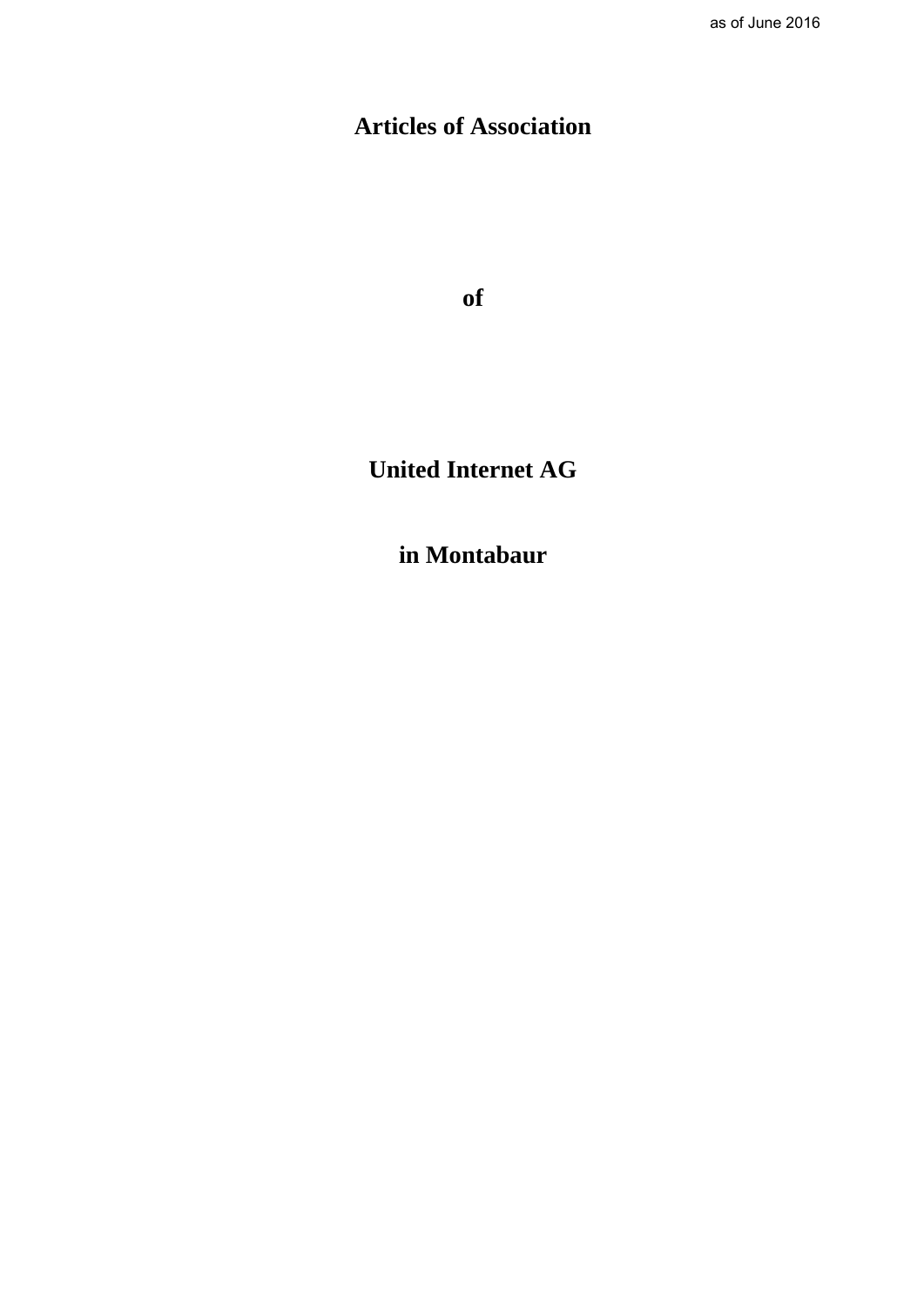as of June 2016

# Articles of Association

**of**

**United Internet AG**

**in Montabaur**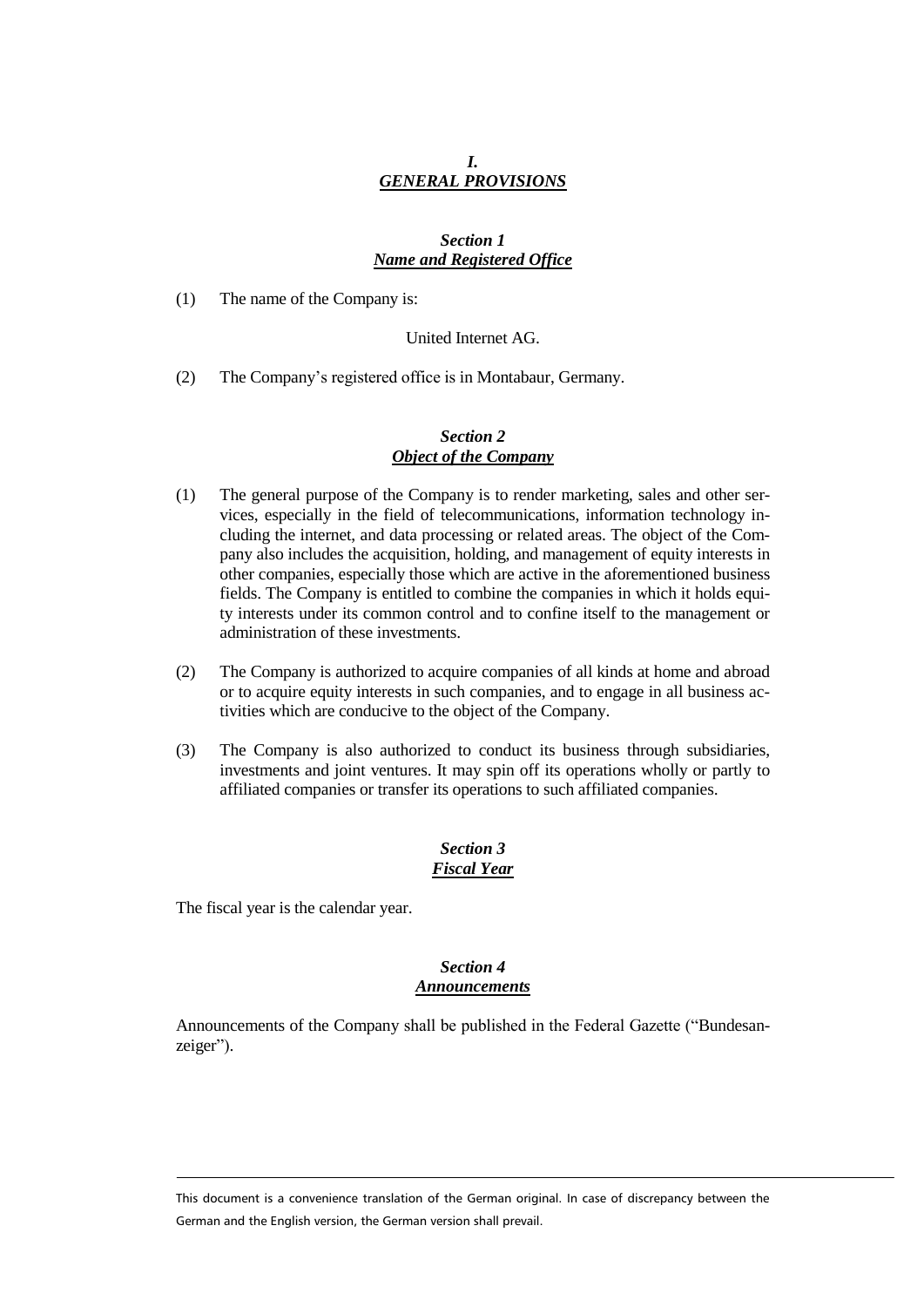# *I.*
# ***GENERAL PROVISIONS***

## *Section 1*
## ***Name and Registered Office***

(1) The name of the Company is:

United Internet AG.

(2) The Company's registered office is in Montabaur, Germany.

## *Section 2*
## ***Object of the Company***

(1) The general purpose of the Company is to render marketing, sales and other services, especially in the field of telecommunications, information technology including the internet, and data processing or related areas. The object of the Company also includes the acquisition, holding, and management of equity interests in other companies, especially those which are active in the aforementioned business fields. The Company is entitled to combine the companies in which it holds equity interests under its common control and to confine itself to the management or administration of these investments.

(2) The Company is authorized to acquire companies of all kinds at home and abroad or to acquire equity interests in such companies, and to engage in all business activities which are conducive to the object of the Company.

(3) The Company is also authorized to conduct its business through subsidiaries, investments and joint ventures. It may spin off its operations wholly or partly to affiliated companies or transfer its operations to such affiliated companies.

## *Section 3*
## ***Fiscal Year***

The fiscal year is the calendar year.

## *Section 4*
## ***Announcements***

Announcements of the Company shall be published in the Federal Gazette ("Bundesanzeiger").

This document is a convenience translation of the German original. In case of discrepancy between the German and the English version, the German version shall prevail.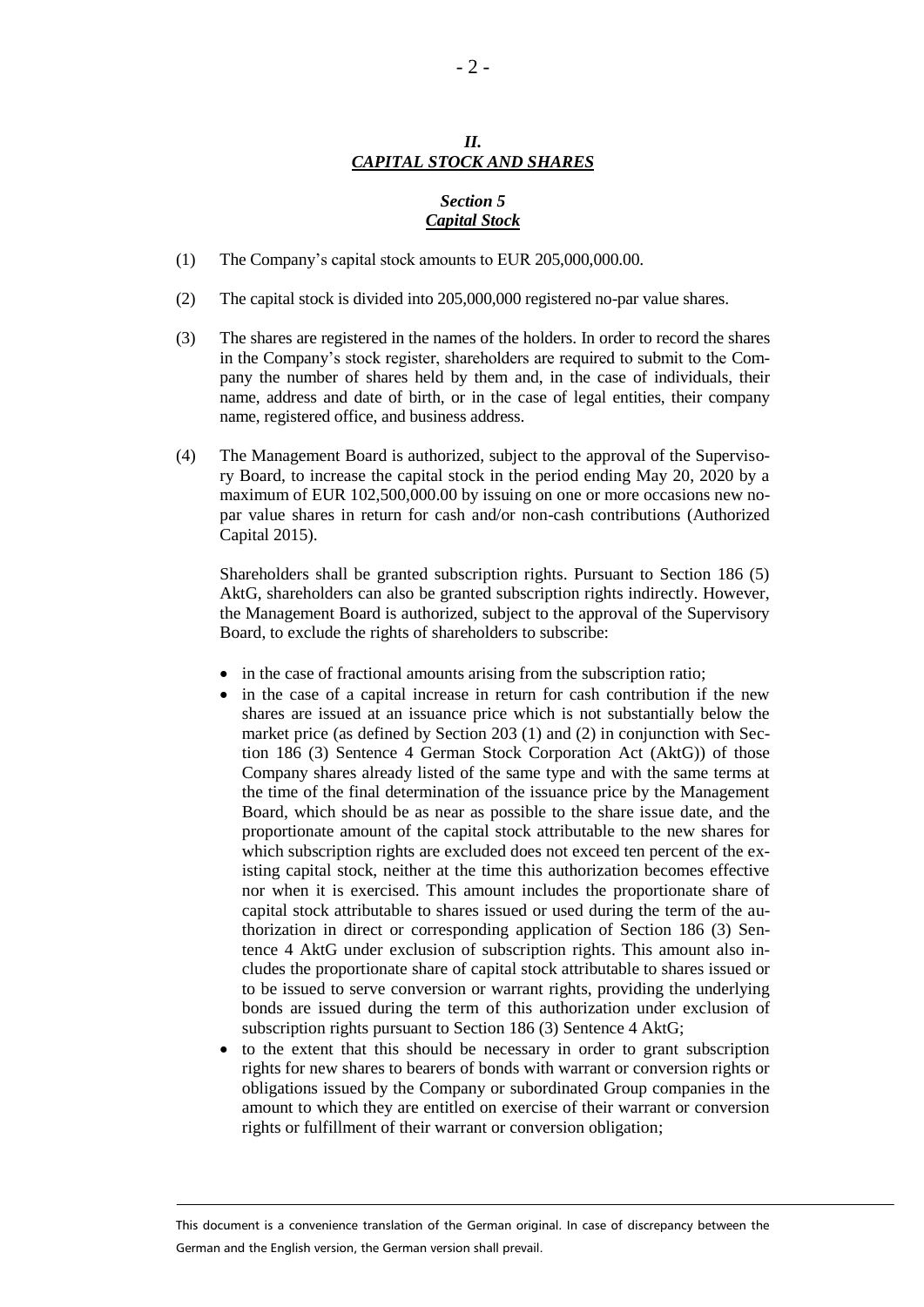## *II.*
## ***CAPITAL STOCK AND SHARES***

### *Section 5*
### ***Capital Stock***

(1) The Company's capital stock amounts to EUR 205,000,000.00.

(2) The capital stock is divided into 205,000,000 registered no-par value shares.

(3) The shares are registered in the names of the holders. In order to record the shares in the Company's stock register, shareholders are required to submit to the Company the number of shares held by them and, in the case of individuals, their name, address and date of birth, or in the case of legal entities, their company name, registered office, and business address.

(4) The Management Board is authorized, subject to the approval of the Supervisory Board, to increase the capital stock in the period ending May 20, 2020 by a maximum of EUR 102,500,000.00 by issuing on one or more occasions new no-par value shares in return for cash and/or non-cash contributions (Authorized Capital 2015).

Shareholders shall be granted subscription rights. Pursuant to Section 186 (5) AktG, shareholders can also be granted subscription rights indirectly. However, the Management Board is authorized, subject to the approval of the Supervisory Board, to exclude the rights of shareholders to subscribe:

- in the case of fractional amounts arising from the subscription ratio;
- in the case of a capital increase in return for cash contribution if the new shares are issued at an issuance price which is not substantially below the market price (as defined by Section 203 (1) and (2) in conjunction with Section 186 (3) Sentence 4 German Stock Corporation Act (AktG)) of those Company shares already listed of the same type and with the same terms at the time of the final determination of the issuance price by the Management Board, which should be as near as possible to the share issue date, and the proportionate amount of the capital stock attributable to the new shares for which subscription rights are excluded does not exceed ten percent of the existing capital stock, neither at the time this authorization becomes effective nor when it is exercised. This amount includes the proportionate share of capital stock attributable to shares issued or used during the term of the authorization in direct or corresponding application of Section 186 (3) Sentence 4 AktG under exclusion of subscription rights. This amount also includes the proportionate share of capital stock attributable to shares issued or to be issued to serve conversion or warrant rights, providing the underlying bonds are issued during the term of this authorization under exclusion of subscription rights pursuant to Section 186 (3) Sentence 4 AktG;
- to the extent that this should be necessary in order to grant subscription rights for new shares to bearers of bonds with warrant or conversion rights or obligations issued by the Company or subordinated Group companies in the amount to which they are entitled on exercise of their warrant or conversion rights or fulfillment of their warrant or conversion obligation;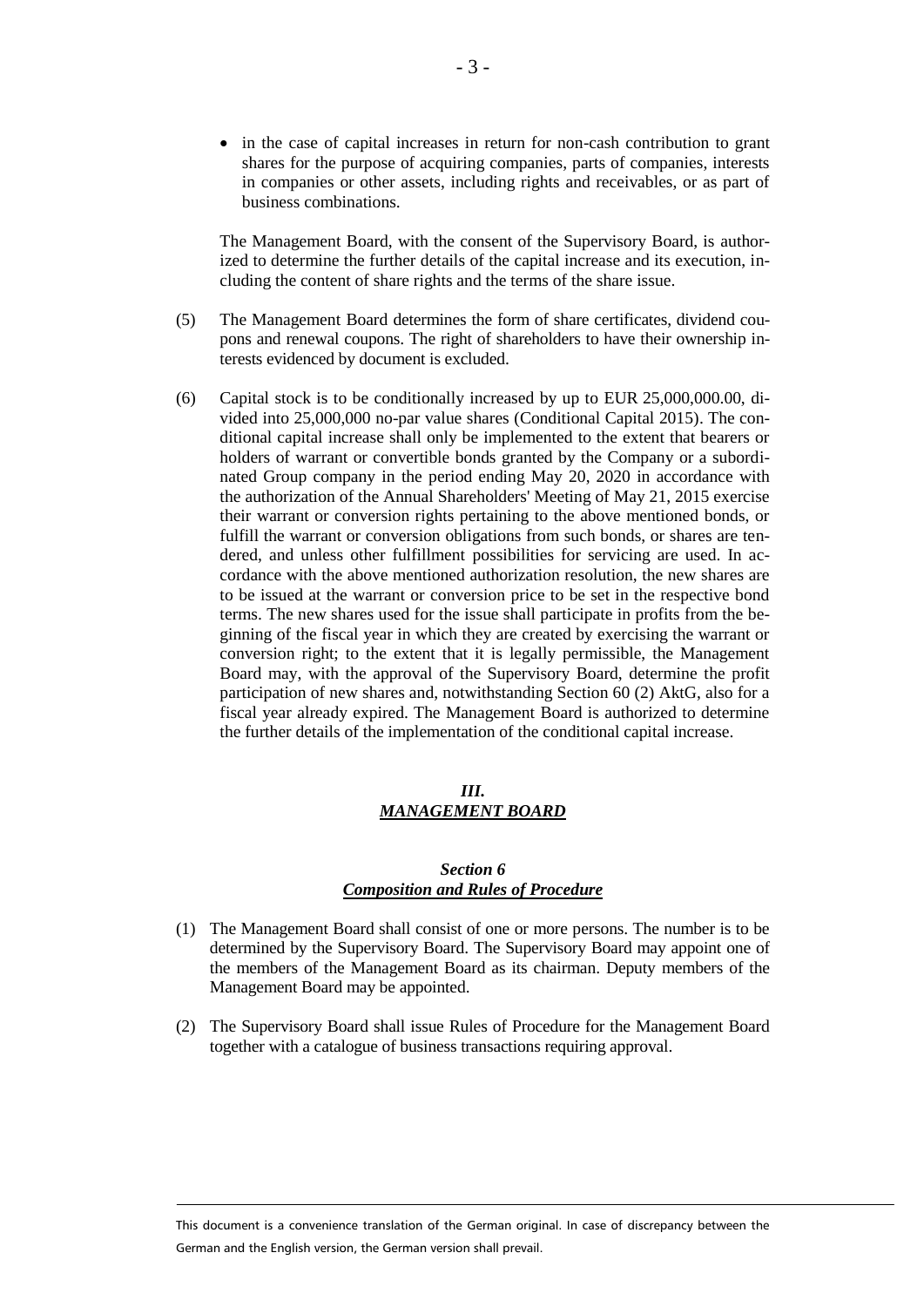- in the case of capital increases in return for non-cash contribution to grant shares for the purpose of acquiring companies, parts of companies, interests in companies or other assets, including rights and receivables, or as part of business combinations.

The Management Board, with the consent of the Supervisory Board, is authorized to determine the further details of the capital increase and its execution, including the content of share rights and the terms of the share issue.

(5) The Management Board determines the form of share certificates, dividend coupons and renewal coupons. The right of shareholders to have their ownership interests evidenced by document is excluded.

(6) Capital stock is to be conditionally increased by up to EUR 25,000,000.00, divided into 25,000,000 no-par value shares (Conditional Capital 2015). The conditional capital increase shall only be implemented to the extent that bearers or holders of warrant or convertible bonds granted by the Company or a subordinated Group company in the period ending May 20, 2020 in accordance with the authorization of the Annual Shareholders' Meeting of May 21, 2015 exercise their warrant or conversion rights pertaining to the above mentioned bonds, or fulfill the warrant or conversion obligations from such bonds, or shares are tendered, and unless other fulfillment possibilities for servicing are used. In accordance with the above mentioned authorization resolution, the new shares are to be issued at the warrant or conversion price to be set in the respective bond terms. The new shares used for the issue shall participate in profits from the beginning of the fiscal year in which they are created by exercising the warrant or conversion right; to the extent that it is legally permissible, the Management Board may, with the approval of the Supervisory Board, determine the profit participation of new shares and, notwithstanding Section 60 (2) AktG, also for a fiscal year already expired. The Management Board is authorized to determine the further details of the implementation of the conditional capital increase.

## *III.* *MANAGEMENT BOARD*

### *Section 6* *Composition and Rules of Procedure*

(1) The Management Board shall consist of one or more persons. The number is to be determined by the Supervisory Board. The Supervisory Board may appoint one of the members of the Management Board as its chairman. Deputy members of the Management Board may be appointed.

(2) The Supervisory Board shall issue Rules of Procedure for the Management Board together with a catalogue of business transactions requiring approval.

This document is a convenience translation of the German original. In case of discrepancy between the German and the English version, the German version shall prevail.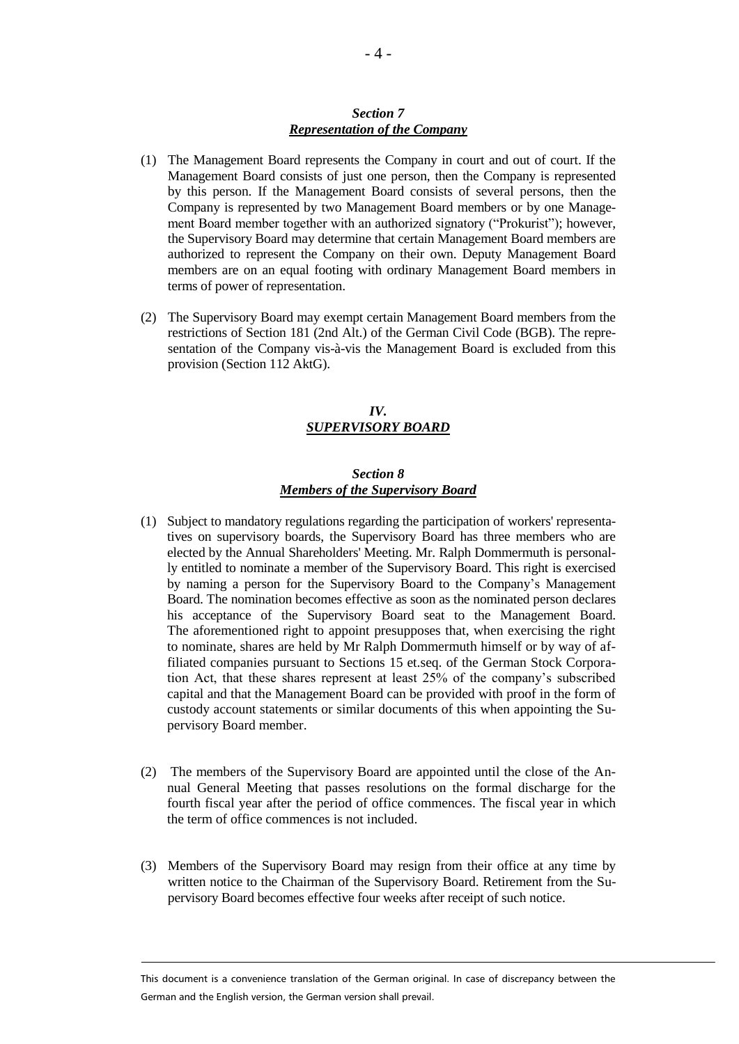### *Section 7*
### ***Representation of the Company***

(1) The Management Board represents the Company in court and out of court. If the Management Board consists of just one person, then the Company is represented by this person. If the Management Board consists of several persons, then the Company is represented by two Management Board members or by one Management Board member together with an authorized signatory ("Prokurist"); however, the Supervisory Board may determine that certain Management Board members are authorized to represent the Company on their own. Deputy Management Board members are on an equal footing with ordinary Management Board members in terms of power of representation.

(2) The Supervisory Board may exempt certain Management Board members from the restrictions of Section 181 (2nd Alt.) of the German Civil Code (BGB). The representation of the Company vis-à-vis the Management Board is excluded from this provision (Section 112 AktG).

## *IV.*
## ***SUPERVISORY BOARD***

### *Section 8*
### ***Members of the Supervisory Board***

(1) Subject to mandatory regulations regarding the participation of workers' representatives on supervisory boards, the Supervisory Board has three members who are elected by the Annual Shareholders' Meeting. Mr. Ralph Dommermuth is personally entitled to nominate a member of the Supervisory Board. This right is exercised by naming a person for the Supervisory Board to the Company's Management Board. The nomination becomes effective as soon as the nominated person declares his acceptance of the Supervisory Board seat to the Management Board. The aforementioned right to appoint presupposes that, when exercising the right to nominate, shares are held by Mr Ralph Dommermuth himself or by way of affiliated companies pursuant to Sections 15 et.seq. of the German Stock Corporation Act, that these shares represent at least 25% of the company's subscribed capital and that the Management Board can be provided with proof in the form of custody account statements or similar documents of this when appointing the Supervisory Board member.

(2) The members of the Supervisory Board are appointed until the close of the Annual General Meeting that passes resolutions on the formal discharge for the fourth fiscal year after the period of office commences. The fiscal year in which the term of office commences is not included.

(3) Members of the Supervisory Board may resign from their office at any time by written notice to the Chairman of the Supervisory Board. Retirement from the Supervisory Board becomes effective four weeks after receipt of such notice.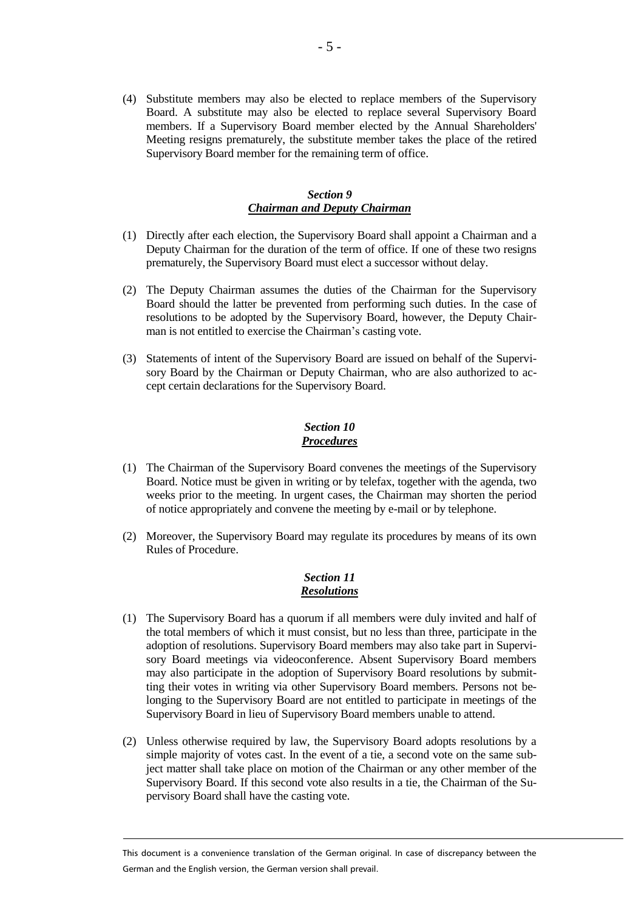(4) Substitute members may also be elected to replace members of the Supervisory Board. A substitute may also be elected to replace several Supervisory Board members. If a Supervisory Board member elected by the Annual Shareholders' Meeting resigns prematurely, the substitute member takes the place of the retired Supervisory Board member for the remaining term of office.

### *Section 9*
### ***Chairman and Deputy Chairman***

(1) Directly after each election, the Supervisory Board shall appoint a Chairman and a Deputy Chairman for the duration of the term of office. If one of these two resigns prematurely, the Supervisory Board must elect a successor without delay.

(2) The Deputy Chairman assumes the duties of the Chairman for the Supervisory Board should the latter be prevented from performing such duties. In the case of resolutions to be adopted by the Supervisory Board, however, the Deputy Chairman is not entitled to exercise the Chairman's casting vote.

(3) Statements of intent of the Supervisory Board are issued on behalf of the Supervisory Board by the Chairman or Deputy Chairman, who are also authorized to accept certain declarations for the Supervisory Board.

### *Section 10*
### ***Procedures***

(1) The Chairman of the Supervisory Board convenes the meetings of the Supervisory Board. Notice must be given in writing or by telefax, together with the agenda, two weeks prior to the meeting. In urgent cases, the Chairman may shorten the period of notice appropriately and convene the meeting by e-mail or by telephone.

(2) Moreover, the Supervisory Board may regulate its procedures by means of its own Rules of Procedure.

### *Section 11*
### ***Resolutions***

(1) The Supervisory Board has a quorum if all members were duly invited and half of the total members of which it must consist, but no less than three, participate in the adoption of resolutions. Supervisory Board members may also take part in Supervisory Board meetings via videoconference. Absent Supervisory Board members may also participate in the adoption of Supervisory Board resolutions by submitting their votes in writing via other Supervisory Board members. Persons not belonging to the Supervisory Board are not entitled to participate in meetings of the Supervisory Board in lieu of Supervisory Board members unable to attend.

(2) Unless otherwise required by law, the Supervisory Board adopts resolutions by a simple majority of votes cast. In the event of a tie, a second vote on the same subject matter shall take place on motion of the Chairman or any other member of the Supervisory Board. If this second vote also results in a tie, the Chairman of the Supervisory Board shall have the casting vote.

This document is a convenience translation of the German original. In case of discrepancy between the German and the English version, the German version shall prevail.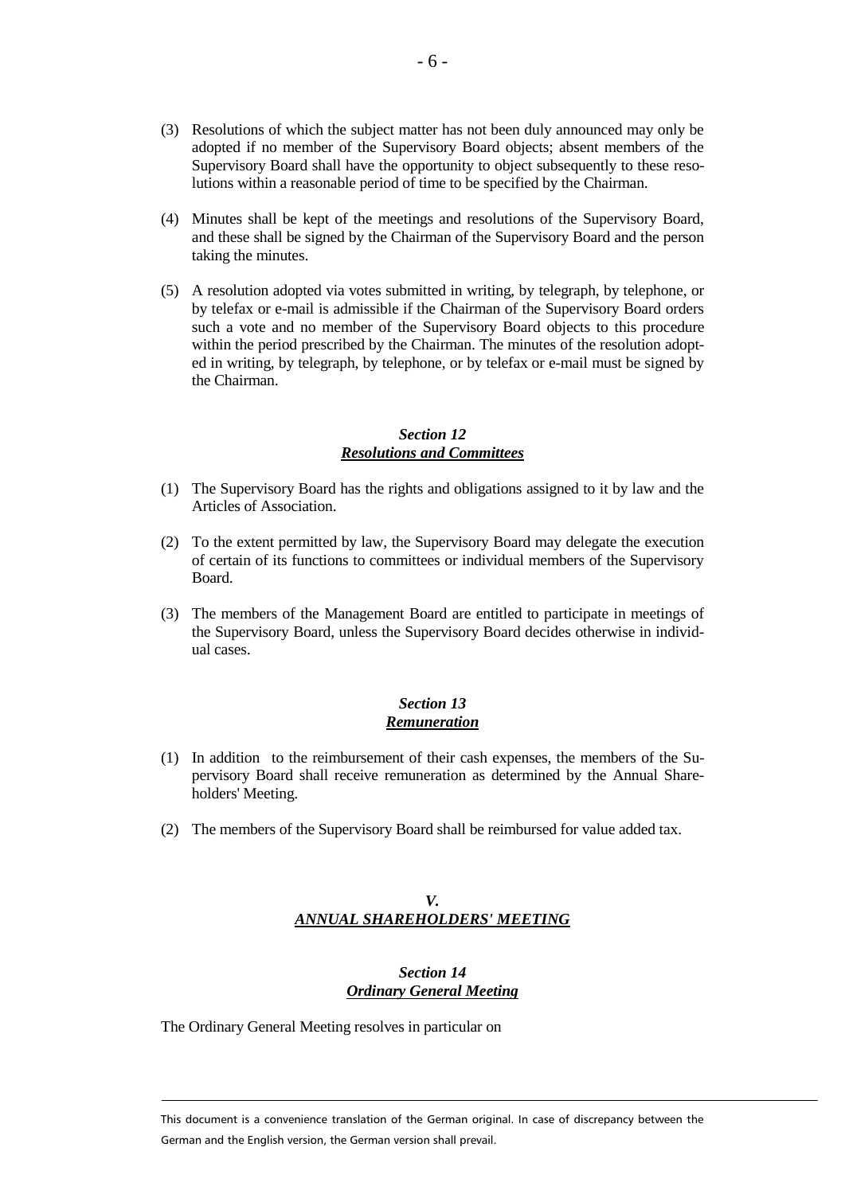(3) Resolutions of which the subject matter has not been duly announced may only be adopted if no member of the Supervisory Board objects; absent members of the Supervisory Board shall have the opportunity to object subsequently to these resolutions within a reasonable period of time to be specified by the Chairman.

(4) Minutes shall be kept of the meetings and resolutions of the Supervisory Board, and these shall be signed by the Chairman of the Supervisory Board and the person taking the minutes.

(5) A resolution adopted via votes submitted in writing, by telegraph, by telephone, or by telefax or e-mail is admissible if the Chairman of the Supervisory Board orders such a vote and no member of the Supervisory Board objects to this procedure within the period prescribed by the Chairman. The minutes of the resolution adopted in writing, by telegraph, by telephone, or by telefax or e-mail must be signed by the Chairman.

### *Section 12*
### ***Resolutions and Committees***

(1) The Supervisory Board has the rights and obligations assigned to it by law and the Articles of Association.

(2) To the extent permitted by law, the Supervisory Board may delegate the execution of certain of its functions to committees or individual members of the Supervisory Board.

(3) The members of the Management Board are entitled to participate in meetings of the Supervisory Board, unless the Supervisory Board decides otherwise in individual cases.

### *Section 13*
### ***Remuneration***

(1) In addition to the reimbursement of their cash expenses, the members of the Supervisory Board shall receive remuneration as determined by the Annual Shareholders' Meeting.

(2) The members of the Supervisory Board shall be reimbursed for value added tax.

## *V.*
## ***ANNUAL SHAREHOLDERS' MEETING***

### *Section 14*
### ***Ordinary General Meeting***

The Ordinary General Meeting resolves in particular on

This document is a convenience translation of the German original. In case of discrepancy between the German and the English version, the German version shall prevail.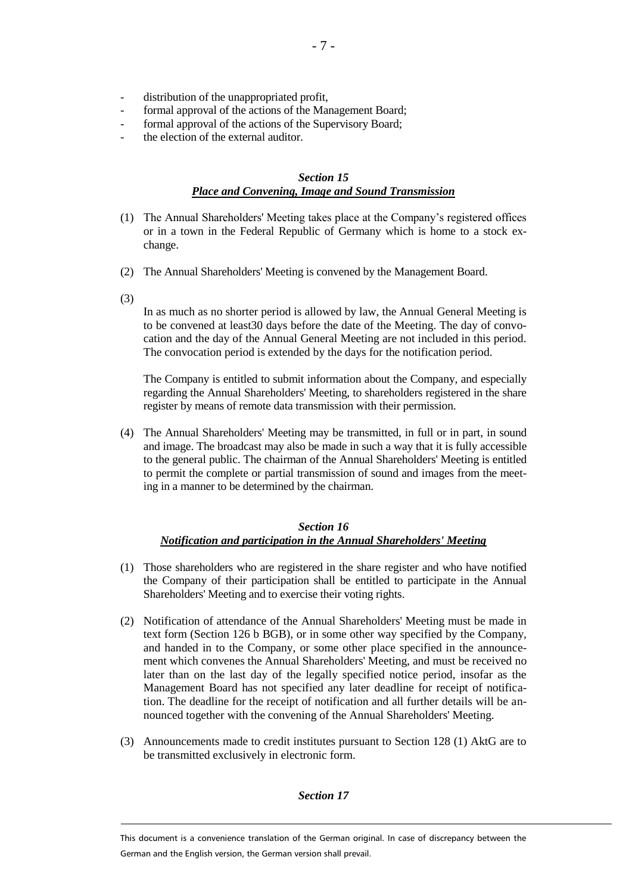- distribution of the unappropriated profit,
- formal approval of the actions of the Management Board;
- formal approval of the actions of the Supervisory Board;
- the election of the external auditor.

### *Section 15*
### ***Place and Convening, Image and Sound Transmission***

(1) The Annual Shareholders' Meeting takes place at the Company's registered offices or in a town in the Federal Republic of Germany which is home to a stock exchange.

(2) The Annual Shareholders' Meeting is convened by the Management Board.

(3)

In as much as no shorter period is allowed by law, the Annual General Meeting is to be convened at least30 days before the date of the Meeting. The day of convocation and the day of the Annual General Meeting are not included in this period. The convocation period is extended by the days for the notification period.

The Company is entitled to submit information about the Company, and especially regarding the Annual Shareholders' Meeting, to shareholders registered in the share register by means of remote data transmission with their permission.

(4) The Annual Shareholders' Meeting may be transmitted, in full or in part, in sound and image. The broadcast may also be made in such a way that it is fully accessible to the general public. The chairman of the Annual Shareholders' Meeting is entitled to permit the complete or partial transmission of sound and images from the meeting in a manner to be determined by the chairman.

### *Section 16*
### ***Notification and participation in the Annual Shareholders' Meeting***

(1) Those shareholders who are registered in the share register and who have notified the Company of their participation shall be entitled to participate in the Annual Shareholders' Meeting and to exercise their voting rights.

(2) Notification of attendance of the Annual Shareholders' Meeting must be made in text form (Section 126 b BGB), or in some other way specified by the Company, and handed in to the Company, or some other place specified in the announcement which convenes the Annual Shareholders' Meeting, and must be received no later than on the last day of the legally specified notice period, insofar as the Management Board has not specified any later deadline for receipt of notification. The deadline for the receipt of notification and all further details will be announced together with the convening of the Annual Shareholders' Meeting.

(3) Announcements made to credit institutes pursuant to Section 128 (1) AktG are to be transmitted exclusively in electronic form.

### *Section 17*

This document is a convenience translation of the German original. In case of discrepancy between the German and the English version, the German version shall prevail.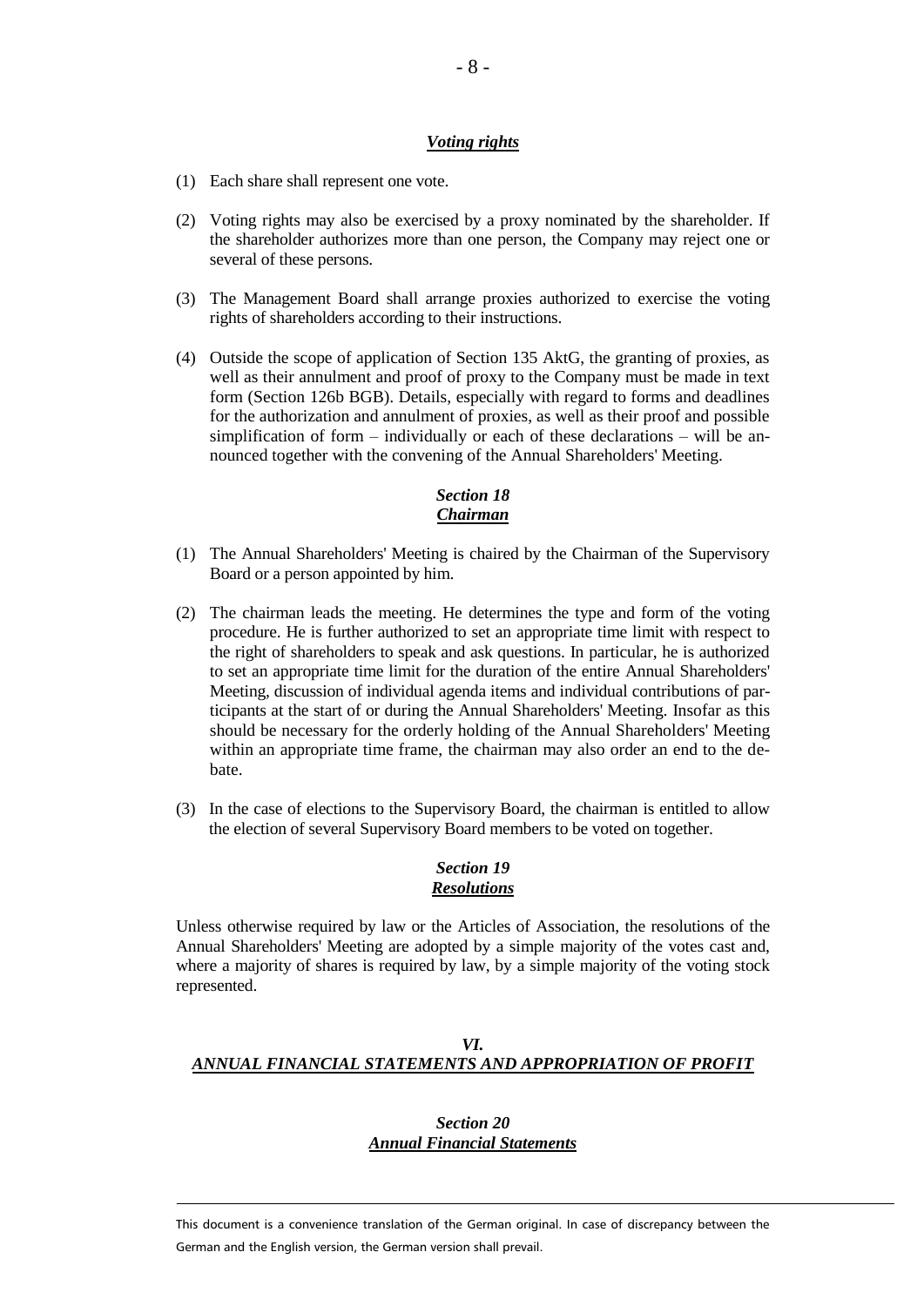***Voting rights***

(1) Each share shall represent one vote.

(2) Voting rights may also be exercised by a proxy nominated by the shareholder. If the shareholder authorizes more than one person, the Company may reject one or several of these persons.

(3) The Management Board shall arrange proxies authorized to exercise the voting rights of shareholders according to their instructions.

(4) Outside the scope of application of Section 135 AktG, the granting of proxies, as well as their annulment and proof of proxy to the Company must be made in text form (Section 126b BGB). Details, especially with regard to forms and deadlines for the authorization and annulment of proxies, as well as their proof and possible simplification of form – individually or each of these declarations – will be announced together with the convening of the Annual Shareholders' Meeting.

### *Section 18*
### ***Chairman***

(1) The Annual Shareholders' Meeting is chaired by the Chairman of the Supervisory Board or a person appointed by him.

(2) The chairman leads the meeting. He determines the type and form of the voting procedure. He is further authorized to set an appropriate time limit with respect to the right of shareholders to speak and ask questions. In particular, he is authorized to set an appropriate time limit for the duration of the entire Annual Shareholders' Meeting, discussion of individual agenda items and individual contributions of participants at the start of or during the Annual Shareholders' Meeting. Insofar as this should be necessary for the orderly holding of the Annual Shareholders' Meeting within an appropriate time frame, the chairman may also order an end to the debate.

(3) In the case of elections to the Supervisory Board, the chairman is entitled to allow the election of several Supervisory Board members to be voted on together.

### *Section 19*
### ***Resolutions***

Unless otherwise required by law or the Articles of Association, the resolutions of the Annual Shareholders' Meeting are adopted by a simple majority of the votes cast and, where a majority of shares is required by law, by a simple majority of the voting stock represented.

## *VI.*
## ***ANNUAL FINANCIAL STATEMENTS AND APPROPRIATION OF PROFIT***

### *Section 20*
### ***Annual Financial Statements***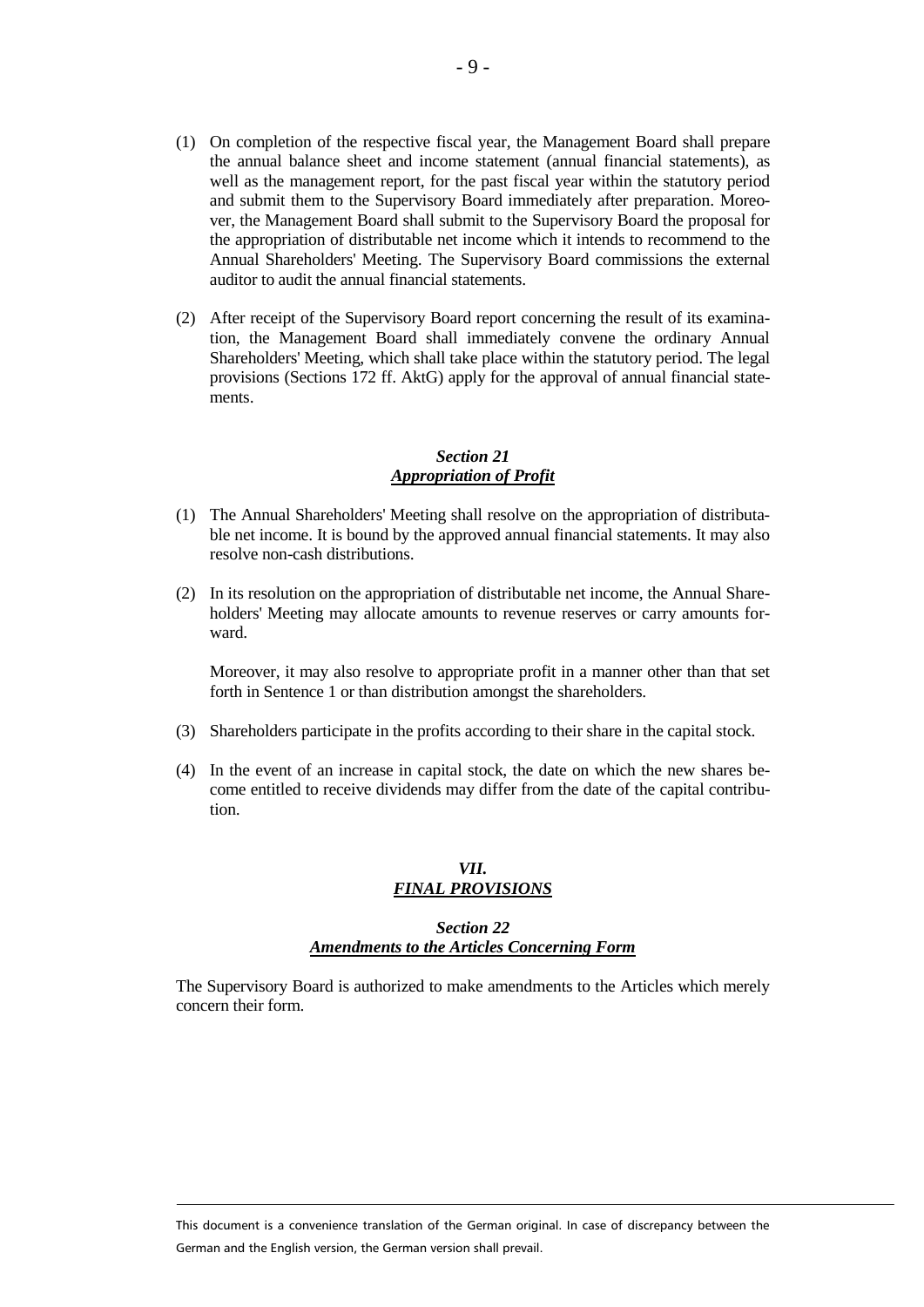(1) On completion of the respective fiscal year, the Management Board shall prepare the annual balance sheet and income statement (annual financial statements), as well as the management report, for the past fiscal year within the statutory period and submit them to the Supervisory Board immediately after preparation. Moreover, the Management Board shall submit to the Supervisory Board the proposal for the appropriation of distributable net income which it intends to recommend to the Annual Shareholders' Meeting. The Supervisory Board commissions the external auditor to audit the annual financial statements.

(2) After receipt of the Supervisory Board report concerning the result of its examination, the Management Board shall immediately convene the ordinary Annual Shareholders' Meeting, which shall take place within the statutory period. The legal provisions (Sections 172 ff. AktG) apply for the approval of annual financial statements.

### *Section 21*
### ***Appropriation of Profit***

(1) The Annual Shareholders' Meeting shall resolve on the appropriation of distributable net income. It is bound by the approved annual financial statements. It may also resolve non-cash distributions.

(2) In its resolution on the appropriation of distributable net income, the Annual Shareholders' Meeting may allocate amounts to revenue reserves or carry amounts forward.

Moreover, it may also resolve to appropriate profit in a manner other than that set forth in Sentence 1 or than distribution amongst the shareholders.

(3) Shareholders participate in the profits according to their share in the capital stock.

(4) In the event of an increase in capital stock, the date on which the new shares become entitled to receive dividends may differ from the date of the capital contribution.

## *VII.*
## ***FINAL PROVISIONS***

### *Section 22*
### ***Amendments to the Articles Concerning Form***

The Supervisory Board is authorized to make amendments to the Articles which merely concern their form.

This document is a convenience translation of the German original. In case of discrepancy between the German and the English version, the German version shall prevail.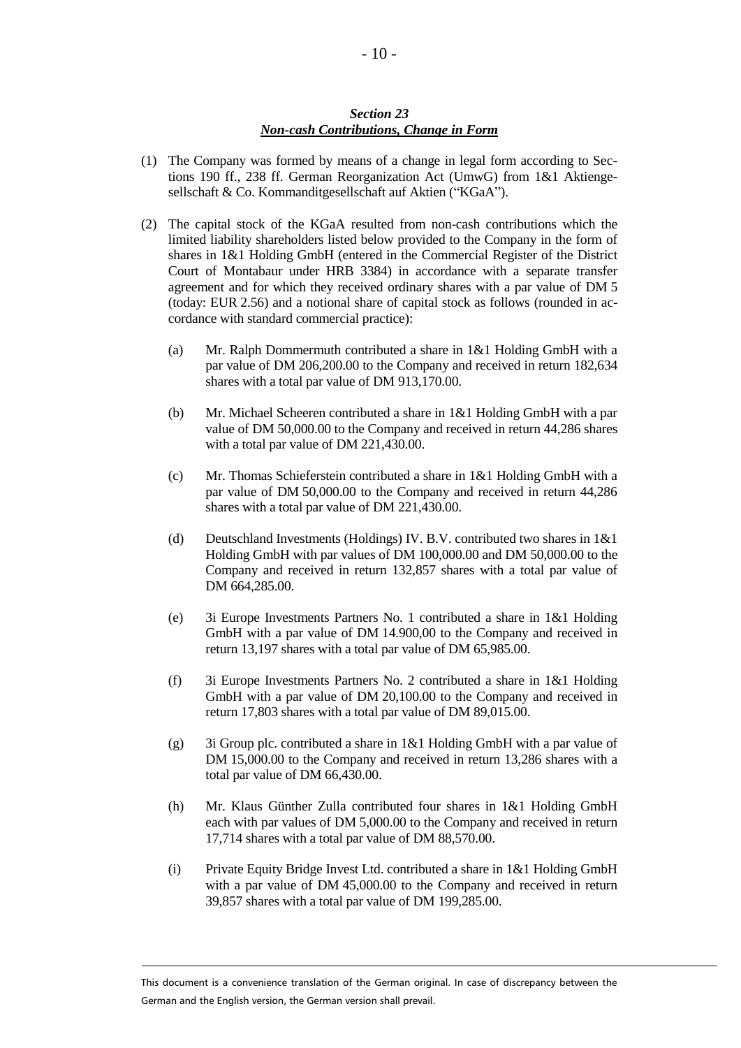### *Section 23*
### ***Non-cash Contributions, Change in Form***

(1) The Company was formed by means of a change in legal form according to Sections 190 ff., 238 ff. German Reorganization Act (UmwG) from 1&1 Aktiengesellschaft & Co. Kommanditgesellschaft auf Aktien ("KGaA").

(2) The capital stock of the KGaA resulted from non-cash contributions which the limited liability shareholders listed below provided to the Company in the form of shares in 1&1 Holding GmbH (entered in the Commercial Register of the District Court of Montabaur under HRB 3384) in accordance with a separate transfer agreement and for which they received ordinary shares with a par value of DM 5 (today: EUR 2.56) and a notional share of capital stock as follows (rounded in accordance with standard commercial practice):

   (a) Mr. Ralph Dommermuth contributed a share in 1&1 Holding GmbH with a par value of DM 206,200.00 to the Company and received in return 182,634 shares with a total par value of DM 913,170.00.

   (b) Mr. Michael Scheeren contributed a share in 1&1 Holding GmbH with a par value of DM 50,000.00 to the Company and received in return 44,286 shares with a total par value of DM 221,430.00.

   (c) Mr. Thomas Schieferstein contributed a share in 1&1 Holding GmbH with a par value of DM 50,000.00 to the Company and received in return 44,286 shares with a total par value of DM 221,430.00.

   (d) Deutschland Investments (Holdings) IV. B.V. contributed two shares in 1&1 Holding GmbH with par values of DM 100,000.00 and DM 50,000.00 to the Company and received in return 132,857 shares with a total par value of DM 664,285.00.

   (e) 3i Europe Investments Partners No. 1 contributed a share in 1&1 Holding GmbH with a par value of DM 14.900,00 to the Company and received in return 13,197 shares with a total par value of DM 65,985.00.

   (f) 3i Europe Investments Partners No. 2 contributed a share in 1&1 Holding GmbH with a par value of DM 20,100.00 to the Company and received in return 17,803 shares with a total par value of DM 89,015.00.

   (g) 3i Group plc. contributed a share in 1&1 Holding GmbH with a par value of DM 15,000.00 to the Company and received in return 13,286 shares with a total par value of DM 66,430.00.

   (h) Mr. Klaus Günther Zulla contributed four shares in 1&1 Holding GmbH each with par values of DM 5,000.00 to the Company and received in return 17,714 shares with a total par value of DM 88,570.00.

   (i) Private Equity Bridge Invest Ltd. contributed a share in 1&1 Holding GmbH with a par value of DM 45,000.00 to the Company and received in return 39,857 shares with a total par value of DM 199,285.00.

This document is a convenience translation of the German original. In case of discrepancy between the German and the English version, the German version shall prevail.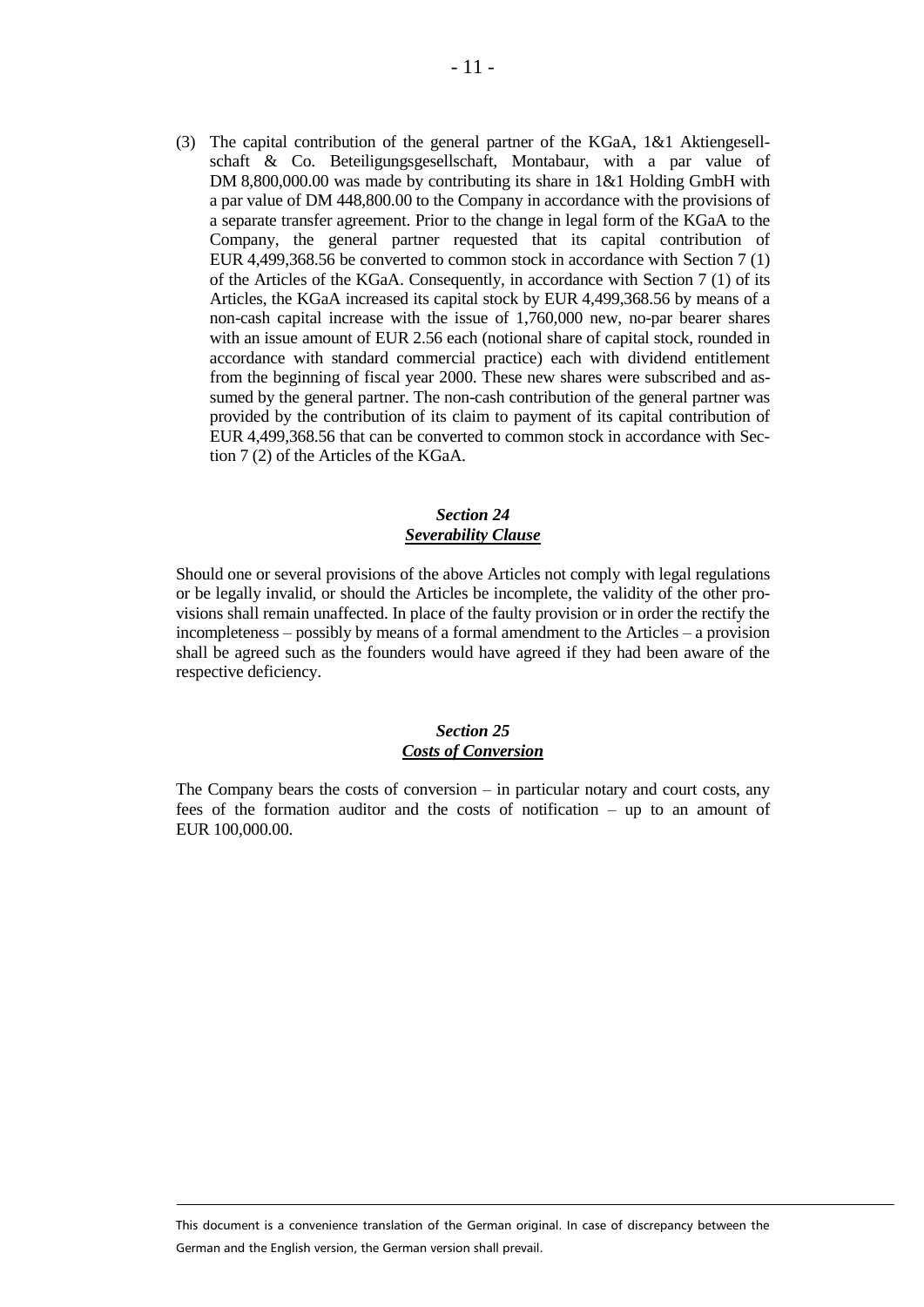(3) The capital contribution of the general partner of the KGaA, 1&1 Aktiengesellschaft & Co. Beteiligungsgesellschaft, Montabaur, with a par value of DM 8,800,000.00 was made by contributing its share in 1&1 Holding GmbH with a par value of DM 448,800.00 to the Company in accordance with the provisions of a separate transfer agreement. Prior to the change in legal form of the KGaA to the Company, the general partner requested that its capital contribution of EUR 4,499,368.56 be converted to common stock in accordance with Section 7 (1) of the Articles of the KGaA. Consequently, in accordance with Section 7 (1) of its Articles, the KGaA increased its capital stock by EUR 4,499,368.56 by means of a non-cash capital increase with the issue of 1,760,000 new, no-par bearer shares with an issue amount of EUR 2.56 each (notional share of capital stock, rounded in accordance with standard commercial practice) each with dividend entitlement from the beginning of fiscal year 2000. These new shares were subscribed and assumed by the general partner. The non-cash contribution of the general partner was provided by the contribution of its claim to payment of its capital contribution of EUR 4,499,368.56 that can be converted to common stock in accordance with Section 7 (2) of the Articles of the KGaA.

### *Section 24*
### ***Severability Clause***

Should one or several provisions of the above Articles not comply with legal regulations or be legally invalid, or should the Articles be incomplete, the validity of the other provisions shall remain unaffected. In place of the faulty provision or in order the rectify the incompleteness – possibly by means of a formal amendment to the Articles – a provision shall be agreed such as the founders would have agreed if they had been aware of the respective deficiency.

### *Section 25*
### ***Costs of Conversion***

The Company bears the costs of conversion – in particular notary and court costs, any fees of the formation auditor and the costs of notification – up to an amount of EUR 100,000.00.